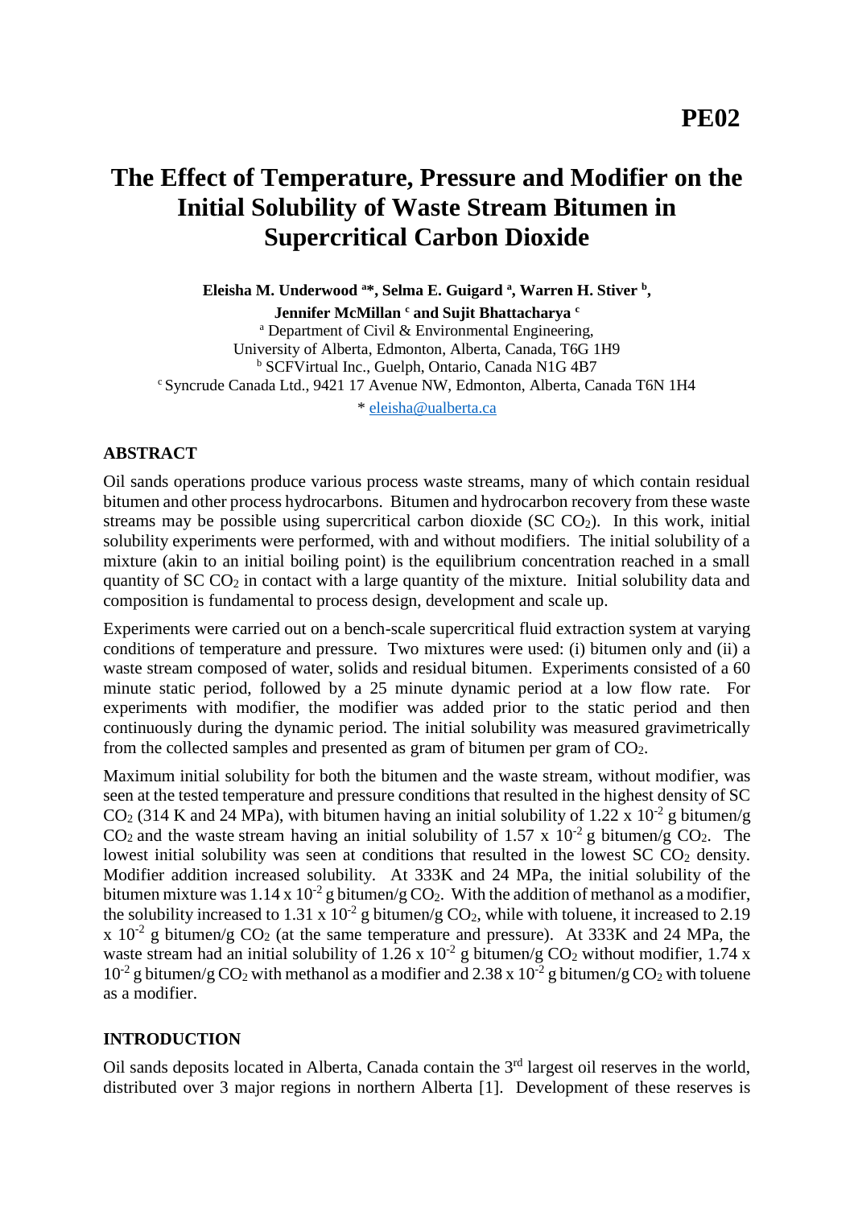**PE02**

# The Effect of Temperature, Pressure and Modifier on the Initial Solubility of Waste Stream Bitumen in Supercritical Carbon Dioxide

**Eleisha M. Underwood [a]\*, Selma E. Guigard [a], Warren H. Stiver [b], Jennifer McMillan [c] and Sujit Bhattacharya [c]**

[a] Department of Civil & Environmental Engineering, University of Alberta, Edmonton, Alberta, Canada, T6G 1H9

[b] SCFVirtual Inc., Guelph, Ontario, Canada N1G 4B7

[c] Syncrude Canada Ltd., 9421 17 Avenue NW, Edmonton, Alberta, Canada T6N 1H4

\* eleisha@ualberta.ca

## ABSTRACT

Oil sands operations produce various process waste streams, many of which contain residual bitumen and other process hydrocarbons. Bitumen and hydrocarbon recovery from these waste streams may be possible using supercritical carbon dioxide (SC $CO_2$). In this work, initial solubility experiments were performed, with and without modifiers. The initial solubility of a mixture (akin to an initial boiling point) is the equilibrium concentration reached in a small quantity of SC $CO_2$ in contact with a large quantity of the mixture. Initial solubility data and composition is fundamental to process design, development and scale up.

Experiments were carried out on a bench-scale supercritical fluid extraction system at varying conditions of temperature and pressure. Two mixtures were used: (i) bitumen only and (ii) a waste stream composed of water, solids and residual bitumen. Experiments consisted of a 60 minute static period, followed by a 25 minute dynamic period at a low flow rate. For experiments with modifier, the modifier was added prior to the static period and then continuously during the dynamic period. The initial solubility was measured gravimetrically from the collected samples and presented as gram of bitumen per gram of $CO_2$.

Maximum initial solubility for both the bitumen and the waste stream, without modifier, was seen at the tested temperature and pressure conditions that resulted in the highest density of SC $CO_2$ (314 K and 24 MPa), with bitumen having an initial solubility of $1.22 \times 10^{-2}$ g bitumen/g $CO_2$ and the waste stream having an initial solubility of $1.57 \times 10^{-2}$ g bitumen/g $CO_2$. The lowest initial solubility was seen at conditions that resulted in the lowest SC $CO_2$ density. Modifier addition increased solubility. At 333K and 24 MPa, the initial solubility of the bitumen mixture was $1.14 \times 10^{-2}$ g bitumen/g $CO_2$. With the addition of methanol as a modifier, the solubility increased to $1.31 \times 10^{-2}$ g bitumen/g $CO_2$, while with toluene, it increased to $2.19 \times 10^{-2}$ g bitumen/g $CO_2$ (at the same temperature and pressure). At 333K and 24 MPa, the waste stream had an initial solubility of $1.26 \times 10^{-2}$ g bitumen/g $CO_2$ without modifier, $1.74 \times 10^{-2}$ g bitumen/g $CO_2$ with methanol as a modifier and $2.38 \times 10^{-2}$ g bitumen/g $CO_2$ with toluene as a modifier.

## INTRODUCTION

Oil sands deposits located in Alberta, Canada contain the 3rd largest oil reserves in the world, distributed over 3 major regions in northern Alberta [1]. Development of these reserves is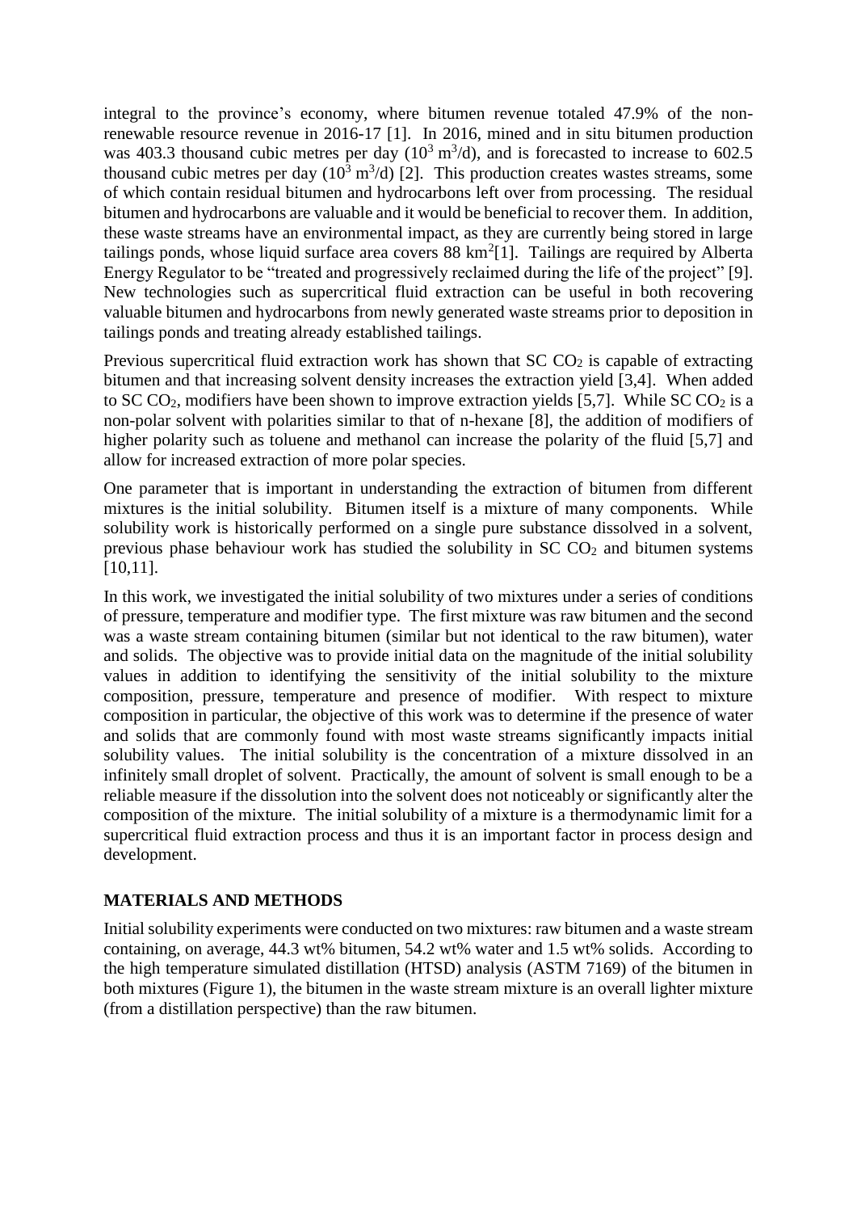integral to the province's economy, where bitumen revenue totaled 47.9% of the non-renewable resource revenue in 2016-17 [1]. In 2016, mined and in situ bitumen production was 403.3 thousand cubic metres per day ($10^3$ $m^3$/d), and is forecasted to increase to 602.5 thousand cubic metres per day ($10^3$ $m^3$/d) [2]. This production creates wastes streams, some of which contain residual bitumen and hydrocarbons left over from processing. The residual bitumen and hydrocarbons are valuable and it would be beneficial to recover them. In addition, these waste streams have an environmental impact, as they are currently being stored in large tailings ponds, whose liquid surface area covers 88 $km^2$[1]. Tailings are required by Alberta Energy Regulator to be "treated and progressively reclaimed during the life of the project" [9]. New technologies such as supercritical fluid extraction can be useful in both recovering valuable bitumen and hydrocarbons from newly generated waste streams prior to deposition in tailings ponds and treating already established tailings.

Previous supercritical fluid extraction work has shown that SC $CO_2$ is capable of extracting bitumen and that increasing solvent density increases the extraction yield [3,4]. When added to SC $CO_2$, modifiers have been shown to improve extraction yields [5,7]. While SC $CO_2$ is a non-polar solvent with polarities similar to that of n-hexane [8], the addition of modifiers of higher polarity such as toluene and methanol can increase the polarity of the fluid [5,7] and allow for increased extraction of more polar species.

One parameter that is important in understanding the extraction of bitumen from different mixtures is the initial solubility. Bitumen itself is a mixture of many components. While solubility work is historically performed on a single pure substance dissolved in a solvent, previous phase behaviour work has studied the solubility in SC $CO_2$ and bitumen systems [10,11].

In this work, we investigated the initial solubility of two mixtures under a series of conditions of pressure, temperature and modifier type. The first mixture was raw bitumen and the second was a waste stream containing bitumen (similar but not identical to the raw bitumen), water and solids. The objective was to provide initial data on the magnitude of the initial solubility values in addition to identifying the sensitivity of the initial solubility to the mixture composition, pressure, temperature and presence of modifier. With respect to mixture composition in particular, the objective of this work was to determine if the presence of water and solids that are commonly found with most waste streams significantly impacts initial solubility values. The initial solubility is the concentration of a mixture dissolved in an infinitely small droplet of solvent. Practically, the amount of solvent is small enough to be a reliable measure if the dissolution into the solvent does not noticeably or significantly alter the composition of the mixture. The initial solubility of a mixture is a thermodynamic limit for a supercritical fluid extraction process and thus it is an important factor in process design and development.

## MATERIALS AND METHODS

Initial solubility experiments were conducted on two mixtures: raw bitumen and a waste stream containing, on average, 44.3 wt% bitumen, 54.2 wt% water and 1.5 wt% solids. According to the high temperature simulated distillation (HTSD) analysis (ASTM 7169) of the bitumen in both mixtures (Figure 1), the bitumen in the waste stream mixture is an overall lighter mixture (from a distillation perspective) than the raw bitumen.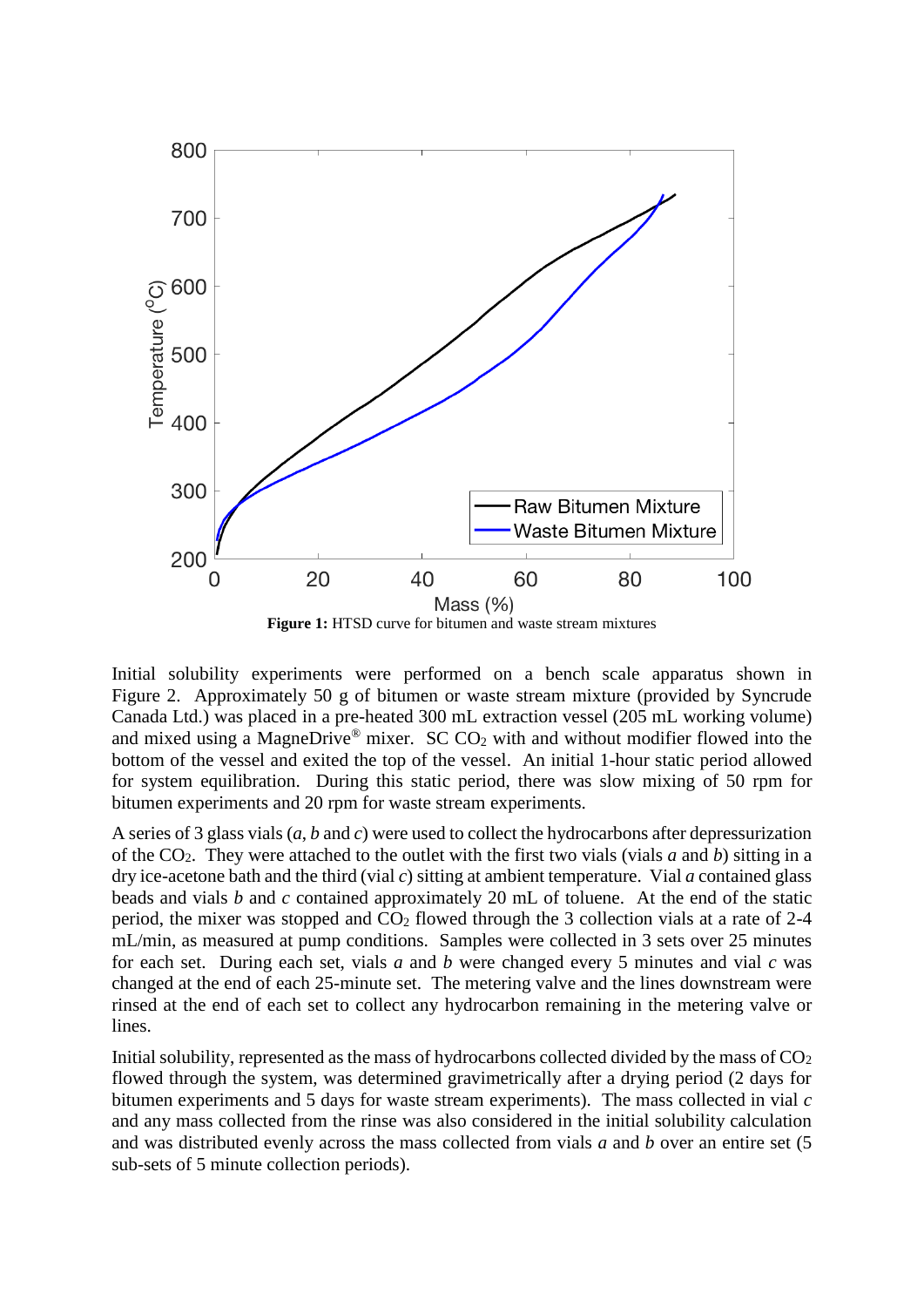**Figure 1:** HTSD curve for bitumen and waste stream mixtures

Initial solubility experiments were performed on a bench scale apparatus shown in Figure 2. Approximately 50 g of bitumen or waste stream mixture (provided by Syncrude Canada Ltd.) was placed in a pre-heated 300 mL extraction vessel (205 mL working volume) and mixed using a MagneDrive® mixer. SC $CO_2$ with and without modifier flowed into the bottom of the vessel and exited the top of the vessel. An initial 1-hour static period allowed for system equilibration. During this static period, there was slow mixing of 50 rpm for bitumen experiments and 20 rpm for waste stream experiments.

A series of 3 glass vials (*a*, *b* and *c*) were used to collect the hydrocarbons after depressurization of the $CO_2$. They were attached to the outlet with the first two vials (vials *a* and *b*) sitting in a dry ice-acetone bath and the third (vial *c*) sitting at ambient temperature. Vial *a* contained glass beads and vials *b* and *c* contained approximately 20 mL of toluene. At the end of the static period, the mixer was stopped and $CO_2$ flowed through the 3 collection vials at a rate of 2-4 mL/min, as measured at pump conditions. Samples were collected in 3 sets over 25 minutes for each set. During each set, vials *a* and *b* were changed every 5 minutes and vial *c* was changed at the end of each 25-minute set. The metering valve and the lines downstream were rinsed at the end of each set to collect any hydrocarbon remaining in the metering valve or lines.

Initial solubility, represented as the mass of hydrocarbons collected divided by the mass of $CO_2$ flowed through the system, was determined gravimetrically after a drying period (2 days for bitumen experiments and 5 days for waste stream experiments). The mass collected in vial *c* and any mass collected from the rinse was also considered in the initial solubility calculation and was distributed evenly across the mass collected from vials *a* and *b* over an entire set (5 sub-sets of 5 minute collection periods).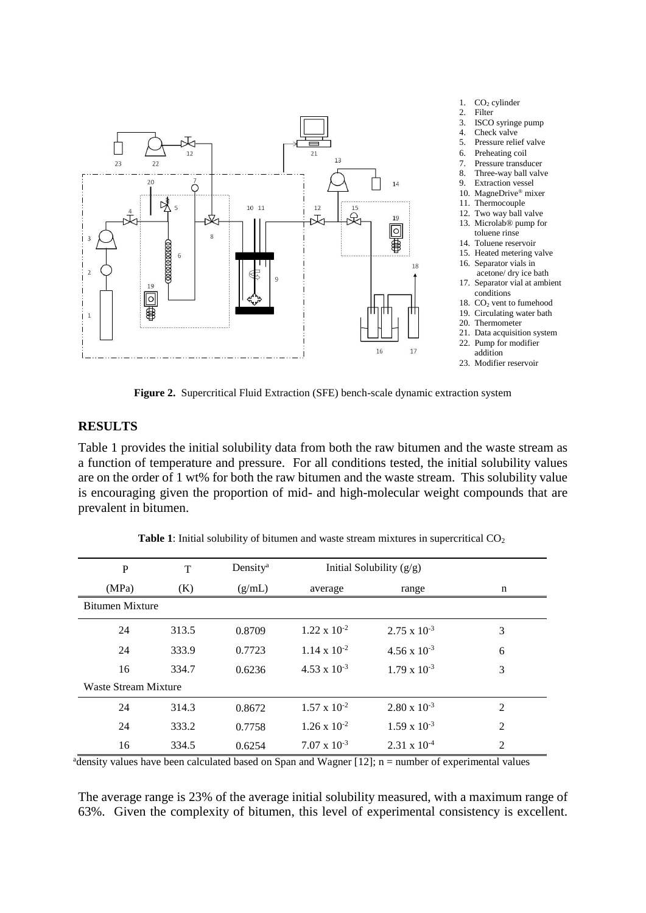1. $CO_2$ cylinder
2. Filter
3. ISCO syringe pump
4. Check valve
5. Pressure relief valve
6. Preheating coil
7. Pressure transducer
8. Three-way ball valve
9. Extraction vessel
10. MagneDrive® mixer
11. Thermocouple
12. Two way ball valve
13. Microlab® pump for toluene rinse
14. Toluene reservoir
15. Heated metering valve
16. Separator vials in acetone/ dry ice bath
17. Separator vial at ambient conditions
18. $CO_2$ vent to fumehood
19. Circulating water bath
20. Thermometer
21. Data acquisition system
22. Pump for modifier addition
23. Modifier reservoir

**Figure 2.** Supercritical Fluid Extraction (SFE) bench-scale dynamic extraction system

## RESULTS

Table 1 provides the initial solubility data from both the raw bitumen and the waste stream as a function of temperature and pressure. For all conditions tested, the initial solubility values are on the order of 1 wt% for both the raw bitumen and the waste stream. This solubility value is encouraging given the proportion of mid- and high-molecular weight compounds that are prevalent in bitumen.

**Table 1**: Initial solubility of bitumen and waste stream mixtures in supercritical $CO_2$

| P | T | Density[a] | Initial Solubility (g/g) | | |
|---|---|---|---|---|---|
| (MPa) | (K) | (g/mL) | average | range | n |
| Bitumen Mixture | | | | | |
| 24 | 313.5 | 0.8709 | $1.22 \times 10^{-2}$ | $2.75 \times 10^{-3}$ | 3 |
| 24 | 333.9 | 0.7723 | $1.14 \times 10^{-2}$ | $4.56 \times 10^{-3}$ | 6 |
| 16 | 334.7 | 0.6236 | $4.53 \times 10^{-3}$ | $1.79 \times 10^{-3}$ | 3 |
| Waste Stream Mixture | | | | | |
| 24 | 314.3 | 0.8672 | $1.57 \times 10^{-2}$ | $2.80 \times 10^{-3}$ | 2 |
| 24 | 333.2 | 0.7758 | $1.26 \times 10^{-2}$ | $1.59 \times 10^{-3}$ | 2 |
| 16 | 334.5 | 0.6254 | $7.07 \times 10^{-3}$ | $2.31 \times 10^{-4}$ | 2 |

[a]density values have been calculated based on Span and Wagner [12]; n = number of experimental values

The average range is 23% of the average initial solubility measured, with a maximum range of 63%. Given the complexity of bitumen, this level of experimental consistency is excellent.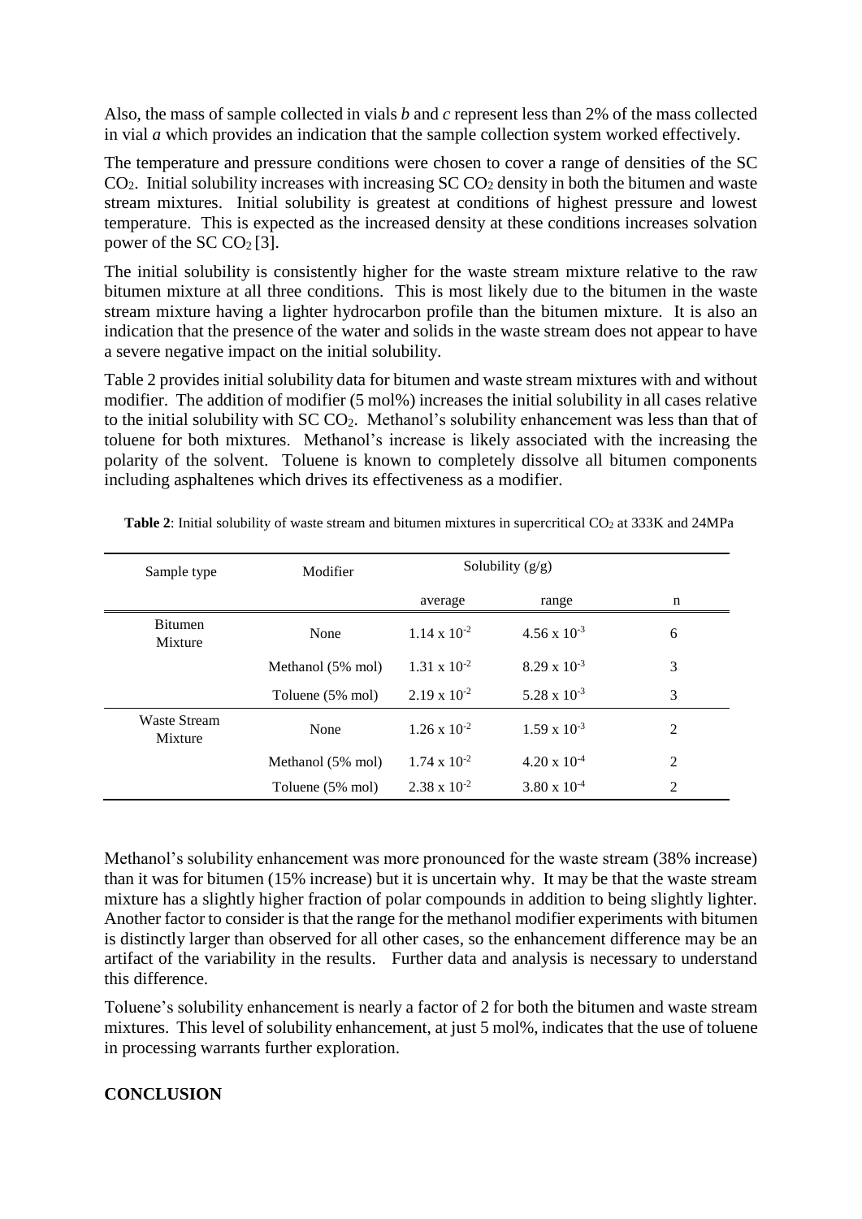Also, the mass of sample collected in vials *b* and *c* represent less than 2% of the mass collected in vial *a* which provides an indication that the sample collection system worked effectively.

The temperature and pressure conditions were chosen to cover a range of densities of the SC $CO_2$. Initial solubility increases with increasing SC $CO_2$ density in both the bitumen and waste stream mixtures. Initial solubility is greatest at conditions of highest pressure and lowest temperature. This is expected as the increased density at these conditions increases solvation power of the SC $CO_2$ [3].

The initial solubility is consistently higher for the waste stream mixture relative to the raw bitumen mixture at all three conditions. This is most likely due to the bitumen in the waste stream mixture having a lighter hydrocarbon profile than the bitumen mixture. It is also an indication that the presence of the water and solids in the waste stream does not appear to have a severe negative impact on the initial solubility.

Table 2 provides initial solubility data for bitumen and waste stream mixtures with and without modifier. The addition of modifier (5 mol%) increases the initial solubility in all cases relative to the initial solubility with SC $CO_2$. Methanol's solubility enhancement was less than that of toluene for both mixtures. Methanol's increase is likely associated with the increasing the polarity of the solvent. Toluene is known to completely dissolve all bitumen components including asphaltenes which drives its effectiveness as a modifier.

**Table 2**: Initial solubility of waste stream and bitumen mixtures in supercritical $CO_2$ at 333K and 24MPa

| Sample type | Modifier | Solubility (g/g) | | |
|---|---|---|---|---|
| | | average | range | n |
| Bitumen Mixture | None | $1.14 \times 10^{-2}$ | $4.56 \times 10^{-3}$ | 6 |
| | Methanol (5% mol) | $1.31 \times 10^{-2}$ | $8.29 \times 10^{-3}$ | 3 |
| | Toluene (5% mol) | $2.19 \times 10^{-2}$ | $5.28 \times 10^{-3}$ | 3 |
| Waste Stream Mixture | None | $1.26 \times 10^{-2}$ | $1.59 \times 10^{-3}$ | 2 |
| | Methanol (5% mol) | $1.74 \times 10^{-2}$ | $4.20 \times 10^{-4}$ | 2 |
| | Toluene (5% mol) | $2.38 \times 10^{-2}$ | $3.80 \times 10^{-4}$ | 2 |

Methanol's solubility enhancement was more pronounced for the waste stream (38% increase) than it was for bitumen (15% increase) but it is uncertain why. It may be that the waste stream mixture has a slightly higher fraction of polar compounds in addition to being slightly lighter. Another factor to consider is that the range for the methanol modifier experiments with bitumen is distinctly larger than observed for all other cases, so the enhancement difference may be an artifact of the variability in the results. Further data and analysis is necessary to understand this difference.

Toluene's solubility enhancement is nearly a factor of 2 for both the bitumen and waste stream mixtures. This level of solubility enhancement, at just 5 mol%, indicates that the use of toluene in processing warrants further exploration.

## CONCLUSION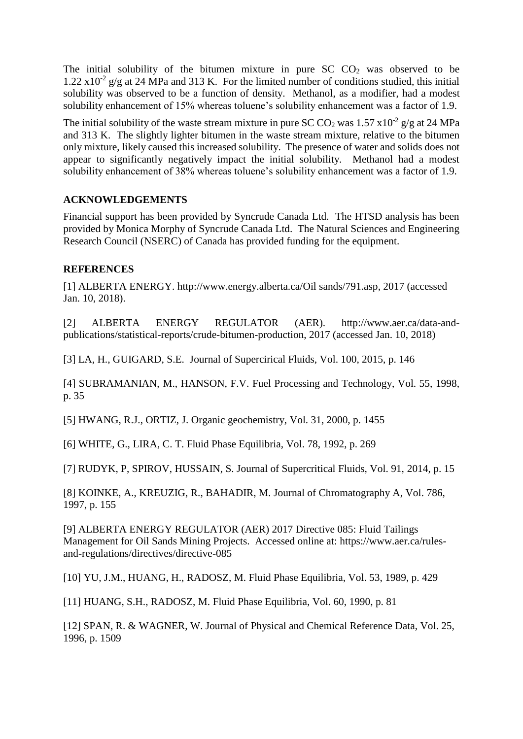The initial solubility of the bitumen mixture in pure SC $CO_2$ was observed to be $1.22 \times 10^{-2}$ g/g at 24 MPa and 313 K. For the limited number of conditions studied, this initial solubility was observed to be a function of density. Methanol, as a modifier, had a modest solubility enhancement of 15% whereas toluene's solubility enhancement was a factor of 1.9.

The initial solubility of the waste stream mixture in pure SC $CO_2$ was $1.57 \times 10^{-2}$ g/g at 24 MPa and 313 K. The slightly lighter bitumen in the waste stream mixture, relative to the bitumen only mixture, likely caused this increased solubility. The presence of water and solids does not appear to significantly negatively impact the initial solubility. Methanol had a modest solubility enhancement of 38% whereas toluene's solubility enhancement was a factor of 1.9.

## ACKNOWLEDGEMENTS

Financial support has been provided by Syncrude Canada Ltd. The HTSD analysis has been provided by Monica Morphy of Syncrude Canada Ltd. The Natural Sciences and Engineering Research Council (NSERC) of Canada has provided funding for the equipment.

## REFERENCES

[1] ALBERTA ENERGY. http://www.energy.alberta.ca/Oil sands/791.asp, 2017 (accessed Jan. 10, 2018).

[2] ALBERTA ENERGY REGULATOR (AER). http://www.aer.ca/data-and-publications/statistical-reports/crude-bitumen-production, 2017 (accessed Jan. 10, 2018)

[3] LA, H., GUIGARD, S.E. Journal of Supercirical Fluids, Vol. 100, 2015, p. 146

[4] SUBRAMANIAN, M., HANSON, F.V. Fuel Processing and Technology, Vol. 55, 1998, p. 35

[5] HWANG, R.J., ORTIZ, J. Organic geochemistry, Vol. 31, 2000, p. 1455

[6] WHITE, G., LIRA, C. T. Fluid Phase Equilibria, Vol. 78, 1992, p. 269

[7] RUDYK, P, SPIROV, HUSSAIN, S. Journal of Supercritical Fluids, Vol. 91, 2014, p. 15

[8] KOINKE, A., KREUZIG, R., BAHADIR, M. Journal of Chromatography A, Vol. 786, 1997, p. 155

[9] ALBERTA ENERGY REGULATOR (AER) 2017 Directive 085: Fluid Tailings Management for Oil Sands Mining Projects. Accessed online at: https://www.aer.ca/rules-and-regulations/directives/directive-085

[10] YU, J.M., HUANG, H., RADOSZ, M. Fluid Phase Equilibria, Vol. 53, 1989, p. 429

[11] HUANG, S.H., RADOSZ, M. Fluid Phase Equilibria, Vol. 60, 1990, p. 81

[12] SPAN, R. & WAGNER, W. Journal of Physical and Chemical Reference Data, Vol. 25, 1996, p. 1509